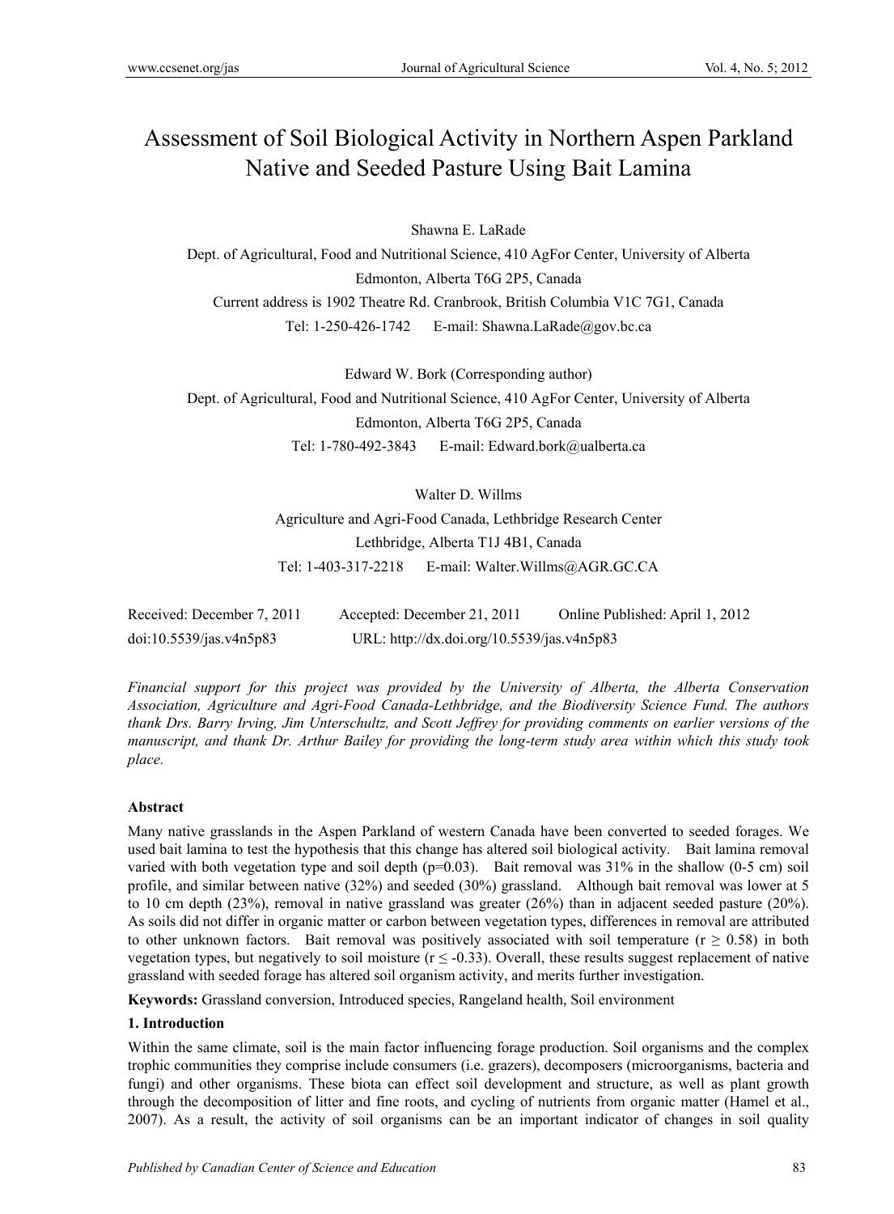# Assessment of Soil Biological Activity in Northern Aspen Parkland Native and Seeded Pasture Using Bait Lamina

Shawna E. LaRade

Dept. of Agricultural, Food and Nutritional Science, 410 AgFor Center, University of Alberta

Edmonton, Alberta T6G 2P5, Canada

Current address is 1902 Theatre Rd. Cranbrook, British Columbia V1C 7G1, Canada

Tel: 1-250-426-1742 E-mail: Shawna.LaRade@gov.bc.ca

Edward W. Bork (Corresponding author)

Dept. of Agricultural, Food and Nutritional Science, 410 AgFor Center, University of Alberta

Edmonton, Alberta T6G 2P5, Canada

Tel: 1-780-492-3843 E-mail: Edward.bork@ualberta.ca

Walter D. Willms

Agriculture and Agri-Food Canada, Lethbridge Research Center

Lethbridge, Alberta T1J 4B1, Canada

Tel: 1-403-317-2218 E-mail: Walter.Willms@AGR.GC.CA

Received: December 7, 2011 Accepted: December 21, 2011 Online Published: April 1, 2012

doi:10.5539/jas.v4n5p83 URL: http://dx.doi.org/10.5539/jas.v4n5p83

*Financial support for this project was provided by the University of Alberta, the Alberta Conservation Association, Agriculture and Agri-Food Canada-Lethbridge, and the Biodiversity Science Fund. The authors thank Drs. Barry Irving, Jim Unterschultz, and Scott Jeffrey for providing comments on earlier versions of the manuscript, and thank Dr. Arthur Bailey for providing the long-term study area within which this study took place.*

**Abstract**

Many native grasslands in the Aspen Parkland of western Canada have been converted to seeded forages. We used bait lamina to test the hypothesis that this change has altered soil biological activity. Bait lamina removal varied with both vegetation type and soil depth ($p=0.03$). Bait removal was 31% in the shallow (0-5 cm) soil profile, and similar between native (32%) and seeded (30%) grassland. Although bait removal was lower at 5 to 10 cm depth (23%), removal in native grassland was greater (26%) than in adjacent seeded pasture (20%). As soils did not differ in organic matter or carbon between vegetation types, differences in removal are attributed to other unknown factors. Bait removal was positively associated with soil temperature ($r \geq 0.58$) in both vegetation types, but negatively to soil moisture ($r \leq -0.33$). Overall, these results suggest replacement of native grassland with seeded forage has altered soil organism activity, and merits further investigation.

**Keywords:** Grassland conversion, Introduced species, Rangeland health, Soil environment

## 1. Introduction

Within the same climate, soil is the main factor influencing forage production. Soil organisms and the complex trophic communities they comprise include consumers (i.e. grazers), decomposers (microorganisms, bacteria and fungi) and other organisms. These biota can effect soil development and structure, as well as plant growth through the decomposition of litter and fine roots, and cycling of nutrients from organic matter (Hamel et al., 2007). As a result, the activity of soil organisms can be an important indicator of changes in soil quality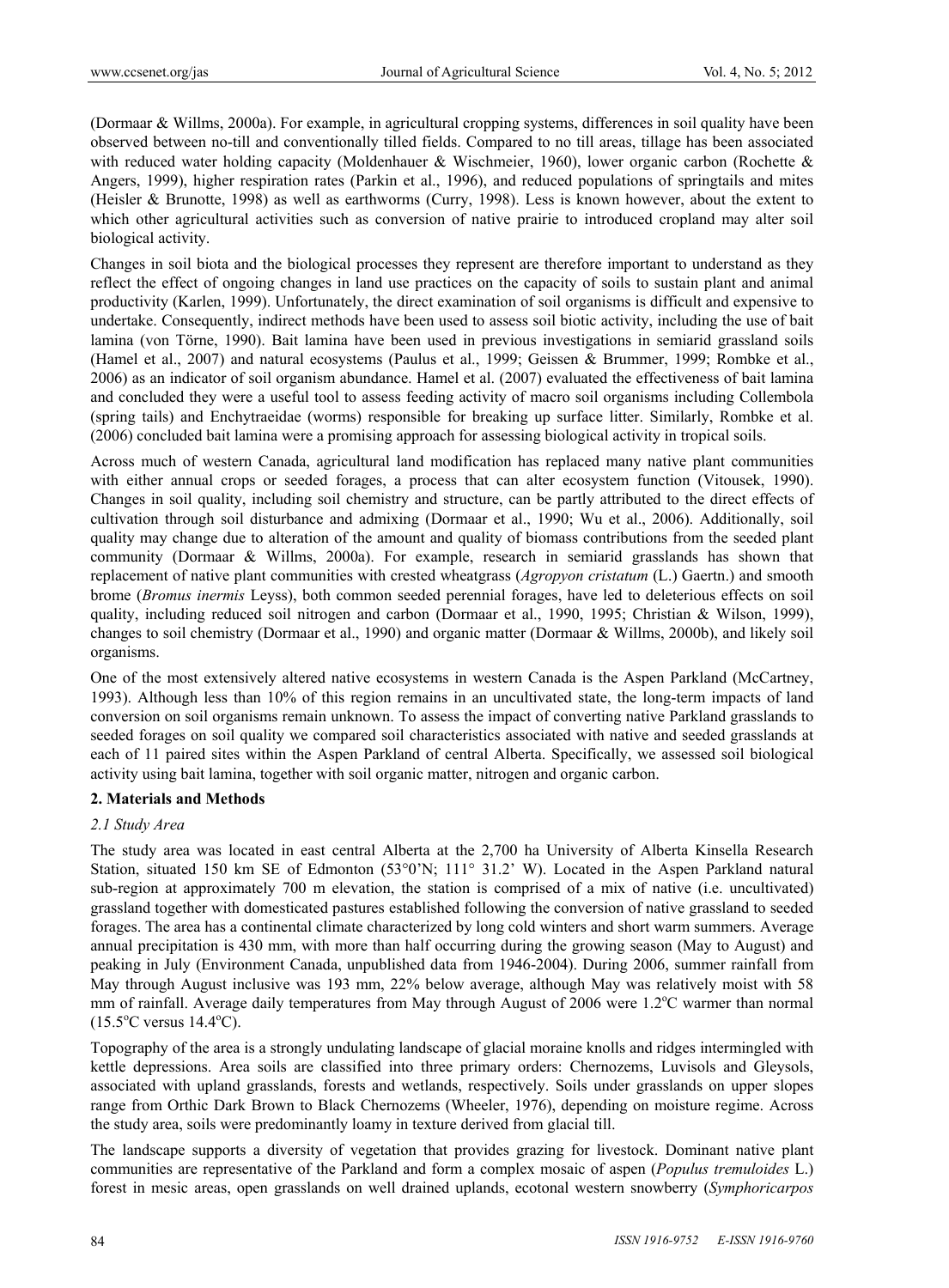(Dormaar & Willms, 2000a). For example, in agricultural cropping systems, differences in soil quality have been observed between no-till and conventionally tilled fields. Compared to no till areas, tillage has been associated with reduced water holding capacity (Moldenhauer & Wischmeier, 1960), lower organic carbon (Rochette & Angers, 1999), higher respiration rates (Parkin et al., 1996), and reduced populations of springtails and mites (Heisler & Brunotte, 1998) as well as earthworms (Curry, 1998). Less is known however, about the extent to which other agricultural activities such as conversion of native prairie to introduced cropland may alter soil biological activity.

Changes in soil biota and the biological processes they represent are therefore important to understand as they reflect the effect of ongoing changes in land use practices on the capacity of soils to sustain plant and animal productivity (Karlen, 1999). Unfortunately, the direct examination of soil organisms is difficult and expensive to undertake. Consequently, indirect methods have been used to assess soil biotic activity, including the use of bait lamina (von Törne, 1990). Bait lamina have been used in previous investigations in semiarid grassland soils (Hamel et al., 2007) and natural ecosystems (Paulus et al., 1999; Geissen & Brummer, 1999; Rombke et al., 2006) as an indicator of soil organism abundance. Hamel et al. (2007) evaluated the effectiveness of bait lamina and concluded they were a useful tool to assess feeding activity of macro soil organisms including Collembola (spring tails) and Enchytraeidae (worms) responsible for breaking up surface litter. Similarly, Rombke et al. (2006) concluded bait lamina were a promising approach for assessing biological activity in tropical soils.

Across much of western Canada, agricultural land modification has replaced many native plant communities with either annual crops or seeded forages, a process that can alter ecosystem function (Vitousek, 1990). Changes in soil quality, including soil chemistry and structure, can be partly attributed to the direct effects of cultivation through soil disturbance and admixing (Dormaar et al., 1990; Wu et al., 2006). Additionally, soil quality may change due to alteration of the amount and quality of biomass contributions from the seeded plant community (Dormaar & Willms, 2000a). For example, research in semiarid grasslands has shown that replacement of native plant communities with crested wheatgrass (*Agropyon cristatum* (L.) Gaertn.) and smooth brome (*Bromus inermis* Leyss), both common seeded perennial forages, have led to deleterious effects on soil quality, including reduced soil nitrogen and carbon (Dormaar et al., 1990, 1995; Christian & Wilson, 1999), changes to soil chemistry (Dormaar et al., 1990) and organic matter (Dormaar & Willms, 2000b), and likely soil organisms.

One of the most extensively altered native ecosystems in western Canada is the Aspen Parkland (McCartney, 1993). Although less than 10% of this region remains in an uncultivated state, the long-term impacts of land conversion on soil organisms remain unknown. To assess the impact of converting native Parkland grasslands to seeded forages on soil quality we compared soil characteristics associated with native and seeded grasslands at each of 11 paired sites within the Aspen Parkland of central Alberta. Specifically, we assessed soil biological activity using bait lamina, together with soil organic matter, nitrogen and organic carbon.

## 2. Materials and Methods

### 2.1 Study Area

The study area was located in east central Alberta at the 2,700 ha University of Alberta Kinsella Research Station, situated 150 km SE of Edmonton (53°0'N; 111° 31.2' W). Located in the Aspen Parkland natural sub-region at approximately 700 m elevation, the station is comprised of a mix of native (i.e. uncultivated) grassland together with domesticated pastures established following the conversion of native grassland to seeded forages. The area has a continental climate characterized by long cold winters and short warm summers. Average annual precipitation is 430 mm, with more than half occurring during the growing season (May to August) and peaking in July (Environment Canada, unpublished data from 1946-2004). During 2006, summer rainfall from May through August inclusive was 193 mm, 22% below average, although May was relatively moist with 58 mm of rainfall. Average daily temperatures from May through August of 2006 were 1.2°C warmer than normal (15.5°C versus 14.4°C).

Topography of the area is a strongly undulating landscape of glacial moraine knolls and ridges intermingled with kettle depressions. Area soils are classified into three primary orders: Chernozems, Luvisols and Gleysols, associated with upland grasslands, forests and wetlands, respectively. Soils under grasslands on upper slopes range from Orthic Dark Brown to Black Chernozems (Wheeler, 1976), depending on moisture regime. Across the study area, soils were predominantly loamy in texture derived from glacial till.

The landscape supports a diversity of vegetation that provides grazing for livestock. Dominant native plant communities are representative of the Parkland and form a complex mosaic of aspen (*Populus tremuloides* L.) forest in mesic areas, open grasslands on well drained uplands, ecotonal western snowberry (*Symphoricarpos*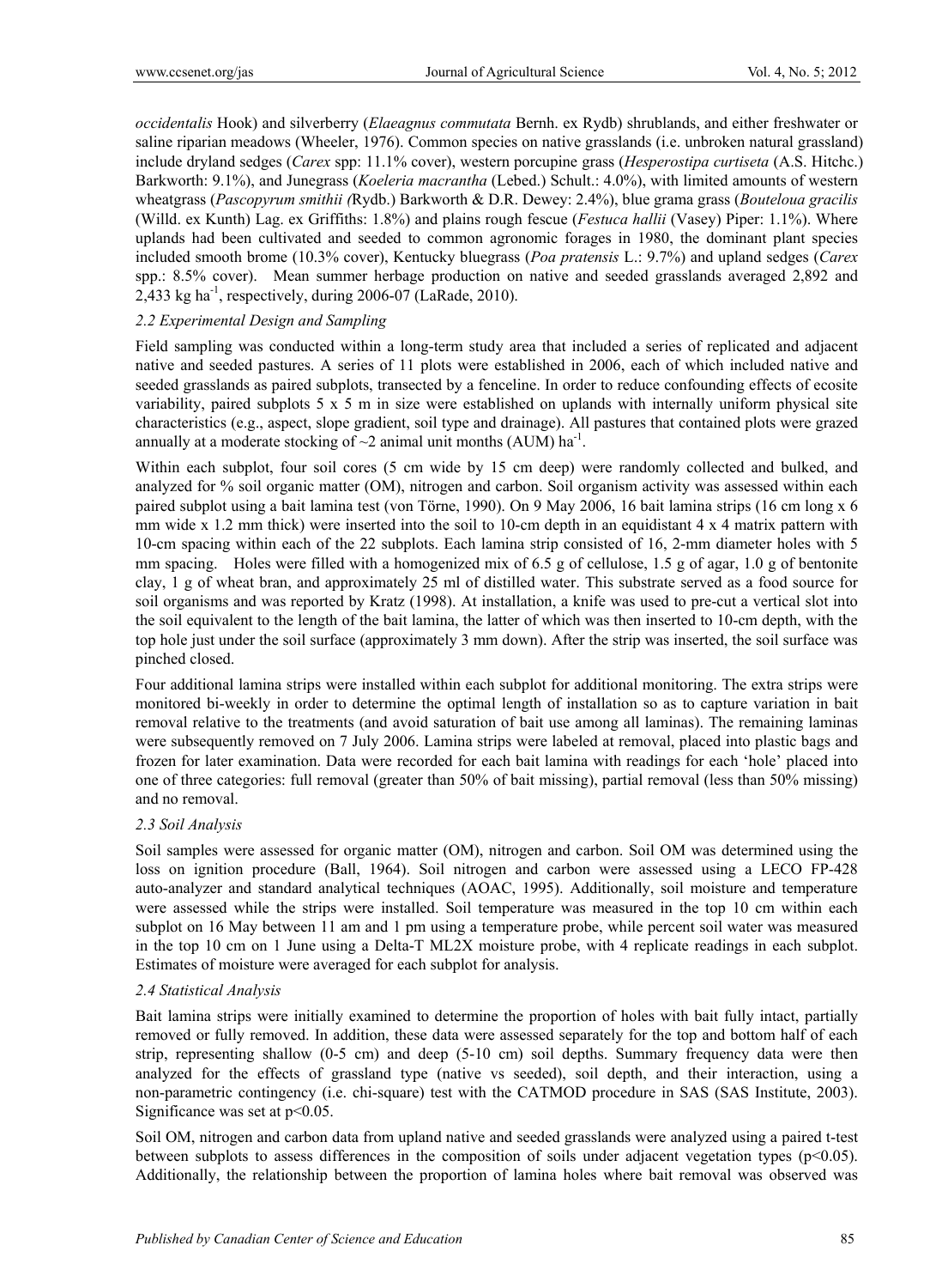*occidentalis* Hook) and silverberry (*Elaeagnus commutata* Bernh. ex Rydb) shrublands, and either freshwater or saline riparian meadows (Wheeler, 1976). Common species on native grasslands (i.e. unbroken natural grassland) include dryland sedges (*Carex* spp: 11.1% cover), western porcupine grass (*Hesperostipa curtiseta* (A.S. Hitchc.) Barkworth: 9.1%), and Junegrass (*Koeleria macrantha* (Lebed.) Schult.: 4.0%), with limited amounts of western wheatgrass (*Pascopyrum smithii (*Rydb.) Barkworth & D.R. Dewey: 2.4%), blue grama grass (*Bouteloua gracilis* (Willd. ex Kunth) Lag. ex Griffiths: 1.8%) and plains rough fescue (*Festuca hallii* (Vasey) Piper: 1.1%). Where uplands had been cultivated and seeded to common agronomic forages in 1980, the dominant plant species included smooth brome (10.3% cover), Kentucky bluegrass (*Poa pratensis* L.: 9.7%) and upland sedges (*Carex* spp.: 8.5% cover). Mean summer herbage production on native and seeded grasslands averaged 2,892 and 2,433 kg ha$^{-1}$, respectively, during 2006-07 (LaRade, 2010).

### *2.2 Experimental Design and Sampling*

Field sampling was conducted within a long-term study area that included a series of replicated and adjacent native and seeded pastures. A series of 11 plots were established in 2006, each of which included native and seeded grasslands as paired subplots, transected by a fenceline. In order to reduce confounding effects of ecosite variability, paired subplots 5 x 5 m in size were established on uplands with internally uniform physical site characteristics (e.g., aspect, slope gradient, soil type and drainage). All pastures that contained plots were grazed annually at a moderate stocking of ~2 animal unit months (AUM) ha$^{-1}$.

Within each subplot, four soil cores (5 cm wide by 15 cm deep) were randomly collected and bulked, and analyzed for % soil organic matter (OM), nitrogen and carbon. Soil organism activity was assessed within each paired subplot using a bait lamina test (von Törne, 1990). On 9 May 2006, 16 bait lamina strips (16 cm long x 6 mm wide x 1.2 mm thick) were inserted into the soil to 10-cm depth in an equidistant 4 x 4 matrix pattern with 10-cm spacing within each of the 22 subplots. Each lamina strip consisted of 16, 2-mm diameter holes with 5 mm spacing. Holes were filled with a homogenized mix of 6.5 g of cellulose, 1.5 g of agar, 1.0 g of bentonite clay, 1 g of wheat bran, and approximately 25 ml of distilled water. This substrate served as a food source for soil organisms and was reported by Kratz (1998). At installation, a knife was used to pre-cut a vertical slot into the soil equivalent to the length of the bait lamina, the latter of which was then inserted to 10-cm depth, with the top hole just under the soil surface (approximately 3 mm down). After the strip was inserted, the soil surface was pinched closed.

Four additional lamina strips were installed within each subplot for additional monitoring. The extra strips were monitored bi-weekly in order to determine the optimal length of installation so as to capture variation in bait removal relative to the treatments (and avoid saturation of bait use among all laminas). The remaining laminas were subsequently removed on 7 July 2006. Lamina strips were labeled at removal, placed into plastic bags and frozen for later examination. Data were recorded for each bait lamina with readings for each 'hole' placed into one of three categories: full removal (greater than 50% of bait missing), partial removal (less than 50% missing) and no removal.

### *2.3 Soil Analysis*

Soil samples were assessed for organic matter (OM), nitrogen and carbon. Soil OM was determined using the loss on ignition procedure (Ball, 1964). Soil nitrogen and carbon were assessed using a LECO FP-428 auto-analyzer and standard analytical techniques (AOAC, 1995). Additionally, soil moisture and temperature were assessed while the strips were installed. Soil temperature was measured in the top 10 cm within each subplot on 16 May between 11 am and 1 pm using a temperature probe, while percent soil water was measured in the top 10 cm on 1 June using a Delta-T ML2X moisture probe, with 4 replicate readings in each subplot. Estimates of moisture were averaged for each subplot for analysis.

### *2.4 Statistical Analysis*

Bait lamina strips were initially examined to determine the proportion of holes with bait fully intact, partially removed or fully removed. In addition, these data were assessed separately for the top and bottom half of each strip, representing shallow (0-5 cm) and deep (5-10 cm) soil depths. Summary frequency data were then analyzed for the effects of grassland type (native vs seeded), soil depth, and their interaction, using a non-parametric contingency (i.e. chi-square) test with the CATMOD procedure in SAS (SAS Institute, 2003). Significance was set at $p<0.05$.

Soil OM, nitrogen and carbon data from upland native and seeded grasslands were analyzed using a paired t-test between subplots to assess differences in the composition of soils under adjacent vegetation types ($p<0.05$). Additionally, the relationship between the proportion of lamina holes where bait removal was observed was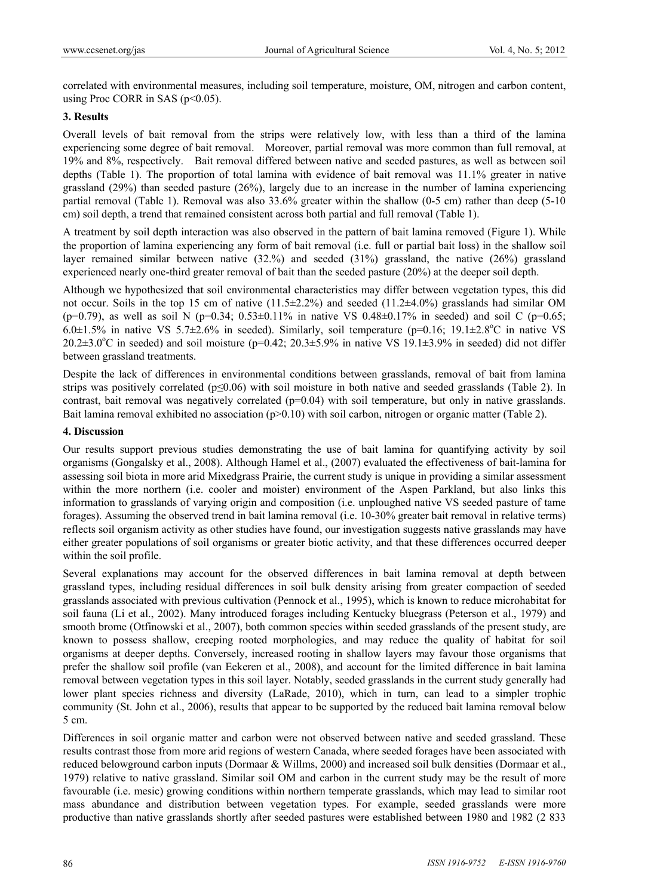correlated with environmental measures, including soil temperature, moisture, OM, nitrogen and carbon content, using Proc CORR in SAS ($p<0.05$).

## 3. Results

Overall levels of bait removal from the strips were relatively low, with less than a third of the lamina experiencing some degree of bait removal. Moreover, partial removal was more common than full removal, at 19% and 8%, respectively. Bait removal differed between native and seeded pastures, as well as between soil depths (Table 1). The proportion of total lamina with evidence of bait removal was 11.1% greater in native grassland (29%) than seeded pasture (26%), largely due to an increase in the number of lamina experiencing partial removal (Table 1). Removal was also 33.6% greater within the shallow (0-5 cm) rather than deep (5-10 cm) soil depth, a trend that remained consistent across both partial and full removal (Table 1).

A treatment by soil depth interaction was also observed in the pattern of bait lamina removed (Figure 1). While the proportion of lamina experiencing any form of bait removal (i.e. full or partial bait loss) in the shallow soil layer remained similar between native (32.%) and seeded (31%) grassland, the native (26%) grassland experienced nearly one-third greater removal of bait than the seeded pasture (20%) at the deeper soil depth.

Although we hypothesized that soil environmental characteristics may differ between vegetation types, this did not occur. Soils in the top 15 cm of native (11.5±2.2%) and seeded (11.2±4.0%) grasslands had similar OM ($p=0.79$), as well as soil N ($p=0.34$; 0.53±0.11% in native VS 0.48±0.17% in seeded) and soil C ($p=0.65$; 6.0±1.5% in native VS 5.7±2.6% in seeded). Similarly, soil temperature ($p=0.16$; 19.1±2.8°C in native VS 20.2±3.0°C in seeded) and soil moisture ($p=0.42$; 20.3±5.9% in native VS 19.1±3.9% in seeded) did not differ between grassland treatments.

Despite the lack of differences in environmental conditions between grasslands, removal of bait from lamina strips was positively correlated ($p\leq0.06$) with soil moisture in both native and seeded grasslands (Table 2). In contrast, bait removal was negatively correlated ($p=0.04$) with soil temperature, but only in native grasslands. Bait lamina removal exhibited no association ($p>0.10$) with soil carbon, nitrogen or organic matter (Table 2).

## 4. Discussion

Our results support previous studies demonstrating the use of bait lamina for quantifying activity by soil organisms (Gongalsky et al., 2008). Although Hamel et al., (2007) evaluated the effectiveness of bait-lamina for assessing soil biota in more arid Mixedgrass Prairie, the current study is unique in providing a similar assessment within the more northern (i.e. cooler and moister) environment of the Aspen Parkland, but also links this information to grasslands of varying origin and composition (i.e. unploughed native VS seeded pasture of tame forages). Assuming the observed trend in bait lamina removal (i.e. 10-30% greater bait removal in relative terms) reflects soil organism activity as other studies have found, our investigation suggests native grasslands may have either greater populations of soil organisms or greater biotic activity, and that these differences occurred deeper within the soil profile.

Several explanations may account for the observed differences in bait lamina removal at depth between grassland types, including residual differences in soil bulk density arising from greater compaction of seeded grasslands associated with previous cultivation (Pennock et al., 1995), which is known to reduce microhabitat for soil fauna (Li et al., 2002). Many introduced forages including Kentucky bluegrass (Peterson et al., 1979) and smooth brome (Otfinowski et al., 2007), both common species within seeded grasslands of the present study, are known to possess shallow, creeping rooted morphologies, and may reduce the quality of habitat for soil organisms at deeper depths. Conversely, increased rooting in shallow layers may favour those organisms that prefer the shallow soil profile (van Eekeren et al., 2008), and account for the limited difference in bait lamina removal between vegetation types in this soil layer. Notably, seeded grasslands in the current study generally had lower plant species richness and diversity (LaRade, 2010), which in turn, can lead to a simpler trophic community (St. John et al., 2006), results that appear to be supported by the reduced bait lamina removal below 5 cm.

Differences in soil organic matter and carbon were not observed between native and seeded grassland. These results contrast those from more arid regions of western Canada, where seeded forages have been associated with reduced belowground carbon inputs (Dormaar & Willms, 2000) and increased soil bulk densities (Dormaar et al., 1979) relative to native grassland. Similar soil OM and carbon in the current study may be the result of more favourable (i.e. mesic) growing conditions within northern temperate grasslands, which may lead to similar root mass abundance and distribution between vegetation types. For example, seeded grasslands were more productive than native grasslands shortly after seeded pastures were established between 1980 and 1982 (2 833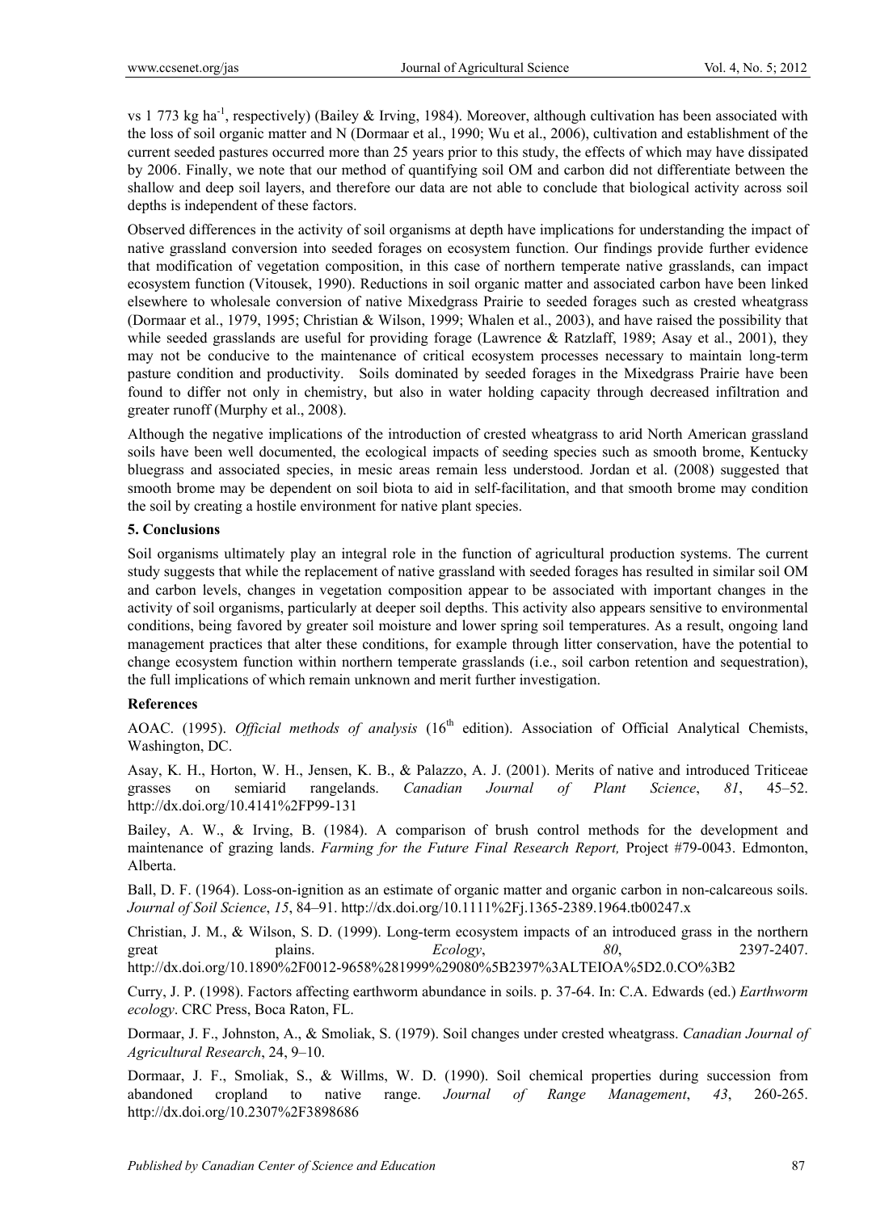vs 1 773 kg ha$^{-1}$, respectively) (Bailey & Irving, 1984). Moreover, although cultivation has been associated with the loss of soil organic matter and N (Dormaar et al., 1990; Wu et al., 2006), cultivation and establishment of the current seeded pastures occurred more than 25 years prior to this study, the effects of which may have dissipated by 2006. Finally, we note that our method of quantifying soil OM and carbon did not differentiate between the shallow and deep soil layers, and therefore our data are not able to conclude that biological activity across soil depths is independent of these factors.

Observed differences in the activity of soil organisms at depth have implications for understanding the impact of native grassland conversion into seeded forages on ecosystem function. Our findings provide further evidence that modification of vegetation composition, in this case of northern temperate native grasslands, can impact ecosystem function (Vitousek, 1990). Reductions in soil organic matter and associated carbon have been linked elsewhere to wholesale conversion of native Mixedgrass Prairie to seeded forages such as crested wheatgrass (Dormaar et al., 1979, 1995; Christian & Wilson, 1999; Whalen et al., 2003), and have raised the possibility that while seeded grasslands are useful for providing forage (Lawrence & Ratzlaff, 1989; Asay et al., 2001), they may not be conducive to the maintenance of critical ecosystem processes necessary to maintain long-term pasture condition and productivity. Soils dominated by seeded forages in the Mixedgrass Prairie have been found to differ not only in chemistry, but also in water holding capacity through decreased infiltration and greater runoff (Murphy et al., 2008).

Although the negative implications of the introduction of crested wheatgrass to arid North American grassland soils have been well documented, the ecological impacts of seeding species such as smooth brome, Kentucky bluegrass and associated species, in mesic areas remain less understood. Jordan et al. (2008) suggested that smooth brome may be dependent on soil biota to aid in self-facilitation, and that smooth brome may condition the soil by creating a hostile environment for native plant species.

## 5. Conclusions

Soil organisms ultimately play an integral role in the function of agricultural production systems. The current study suggests that while the replacement of native grassland with seeded forages has resulted in similar soil OM and carbon levels, changes in vegetation composition appear to be associated with important changes in the activity of soil organisms, particularly at deeper soil depths. This activity also appears sensitive to environmental conditions, being favored by greater soil moisture and lower spring soil temperatures. As a result, ongoing land management practices that alter these conditions, for example through litter conservation, have the potential to change ecosystem function within northern temperate grasslands (i.e., soil carbon retention and sequestration), the full implications of which remain unknown and merit further investigation.

## References

AOAC. (1995). *Official methods of analysis* (16th edition). Association of Official Analytical Chemists, Washington, DC.

Asay, K. H., Horton, W. H., Jensen, K. B., & Palazzo, A. J. (2001). Merits of native and introduced Triticeae grasses on semiarid rangelands. *Canadian Journal of Plant Science*, *81*, 45–52. http://dx.doi.org/10.4141%2FP99-131

Bailey, A. W., & Irving, B. (1984). A comparison of brush control methods for the development and maintenance of grazing lands. *Farming for the Future Final Research Report,* Project #79-0043. Edmonton, Alberta.

Ball, D. F. (1964). Loss-on-ignition as an estimate of organic matter and organic carbon in non-calcareous soils. *Journal of Soil Science*, *15*, 84–91. http://dx.doi.org/10.1111%2Fj.1365-2389.1964.tb00247.x

Christian, J. M., & Wilson, S. D. (1999). Long-term ecosystem impacts of an introduced grass in the northern great plains. *Ecology*, *80*, 2397-2407. http://dx.doi.org/10.1890%2F0012-9658%281999%29080%5B2397%3ALTEIOA%5D2.0.CO%3B2

Curry, J. P. (1998). Factors affecting earthworm abundance in soils. p. 37-64. In: C.A. Edwards (ed.) *Earthworm ecology*. CRC Press, Boca Raton, FL.

Dormaar, J. F., Johnston, A., & Smoliak, S. (1979). Soil changes under crested wheatgrass. *Canadian Journal of Agricultural Research*, 24, 9–10.

Dormaar, J. F., Smoliak, S., & Willms, W. D. (1990). Soil chemical properties during succession from abandoned cropland to native range. *Journal of Range Management*, *43*, 260-265. http://dx.doi.org/10.2307%2F3898686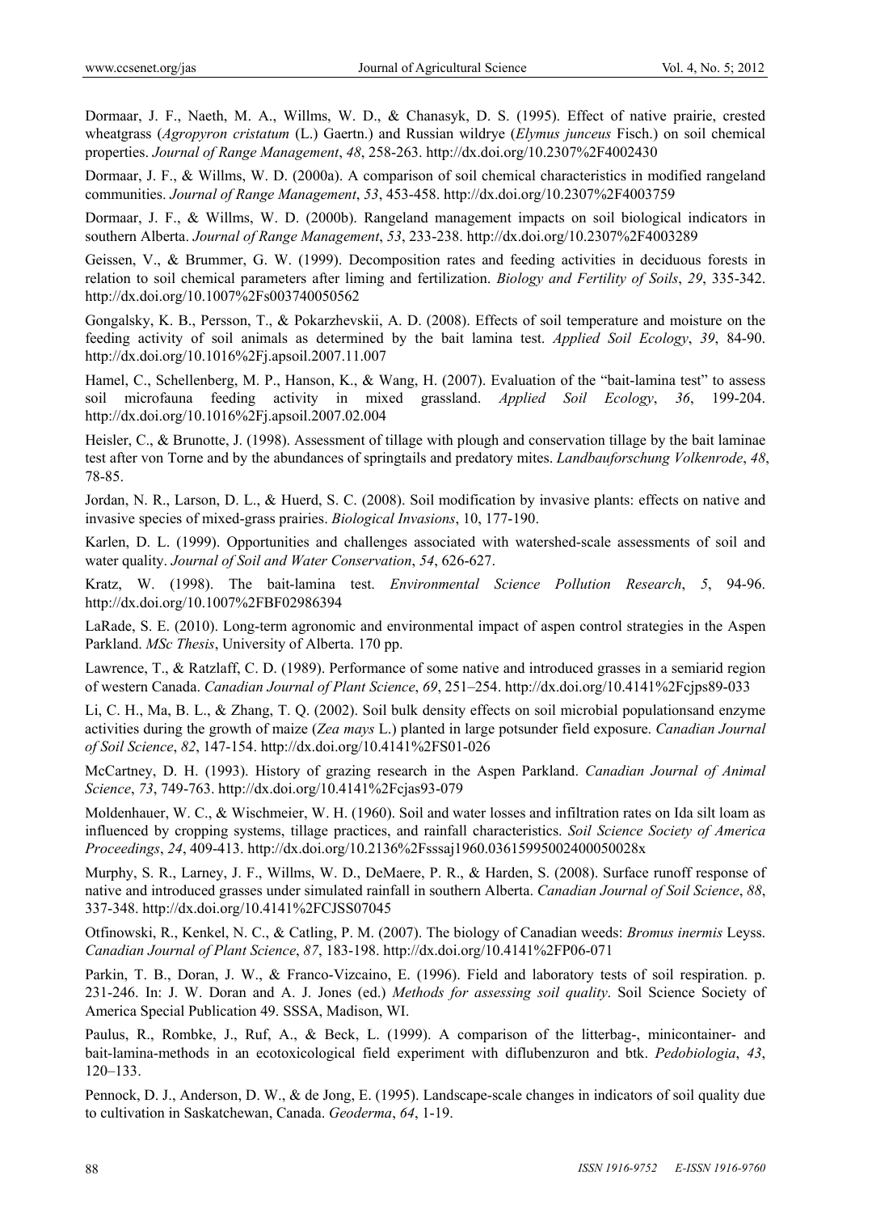Dormaar, J. F., Naeth, M. A., Willms, W. D., & Chanasyk, D. S. (1995). Effect of native prairie, crested wheatgrass (*Agropyron cristatum* (L.) Gaertn.) and Russian wildrye (*Elymus junceus* Fisch.) on soil chemical properties. *Journal of Range Management*, *48*, 258-263. http://dx.doi.org/10.2307%2F4002430

Dormaar, J. F., & Willms, W. D. (2000a). A comparison of soil chemical characteristics in modified rangeland communities. *Journal of Range Management*, *53*, 453-458. http://dx.doi.org/10.2307%2F4003759

Dormaar, J. F., & Willms, W. D. (2000b). Rangeland management impacts on soil biological indicators in southern Alberta. *Journal of Range Management*, *53*, 233-238. http://dx.doi.org/10.2307%2F4003289

Geissen, V., & Brummer, G. W. (1999). Decomposition rates and feeding activities in deciduous forests in relation to soil chemical parameters after liming and fertilization. *Biology and Fertility of Soils*, *29*, 335-342. http://dx.doi.org/10.1007%2Fs003740050562

Gongalsky, K. B., Persson, T., & Pokarzhevskii, A. D. (2008). Effects of soil temperature and moisture on the feeding activity of soil animals as determined by the bait lamina test. *Applied Soil Ecology*, *39*, 84-90. http://dx.doi.org/10.1016%2Fj.apsoil.2007.11.007

Hamel, C., Schellenberg, M. P., Hanson, K., & Wang, H. (2007). Evaluation of the "bait-lamina test" to assess soil microfauna feeding activity in mixed grassland. *Applied Soil Ecology*, *36*, 199-204. http://dx.doi.org/10.1016%2Fj.apsoil.2007.02.004

Heisler, C., & Brunotte, J. (1998). Assessment of tillage with plough and conservation tillage by the bait laminae test after von Torne and by the abundances of springtails and predatory mites. *Landbauforschung Volkenrode*, *48*, 78-85.

Jordan, N. R., Larson, D. L., & Huerd, S. C. (2008). Soil modification by invasive plants: effects on native and invasive species of mixed-grass prairies. *Biological Invasions*, 10, 177-190.

Karlen, D. L. (1999). Opportunities and challenges associated with watershed-scale assessments of soil and water quality. *Journal of Soil and Water Conservation*, *54*, 626-627.

Kratz, W. (1998). The bait-lamina test. *Environmental Science Pollution Research*, *5*, 94-96. http://dx.doi.org/10.1007%2FBF02986394

LaRade, S. E. (2010). Long-term agronomic and environmental impact of aspen control strategies in the Aspen Parkland. *MSc Thesis*, University of Alberta. 170 pp.

Lawrence, T., & Ratzlaff, C. D. (1989). Performance of some native and introduced grasses in a semiarid region of western Canada. *Canadian Journal of Plant Science*, *69*, 251–254. http://dx.doi.org/10.4141%2Fcjps89-033

Li, C. H., Ma, B. L., & Zhang, T. Q. (2002). Soil bulk density effects on soil microbial populationsand enzyme activities during the growth of maize (*Zea mays* L.) planted in large potsunder field exposure. *Canadian Journal of Soil Science*, *82*, 147-154. http://dx.doi.org/10.4141%2FS01-026

McCartney, D. H. (1993). History of grazing research in the Aspen Parkland. *Canadian Journal of Animal Science*, *73*, 749-763. http://dx.doi.org/10.4141%2Fcjas93-079

Moldenhauer, W. C., & Wischmeier, W. H. (1960). Soil and water losses and infiltration rates on Ida silt loam as influenced by cropping systems, tillage practices, and rainfall characteristics. *Soil Science Society of America Proceedings*, *24*, 409-413. http://dx.doi.org/10.2136%2Fsssaj1960.03615995002400050028x

Murphy, S. R., Larney, J. F., Willms, W. D., DeMaere, P. R., & Harden, S. (2008). Surface runoff response of native and introduced grasses under simulated rainfall in southern Alberta. *Canadian Journal of Soil Science*, *88*, 337-348. http://dx.doi.org/10.4141%2FCJSS07045

Otfinowski, R., Kenkel, N. C., & Catling, P. M. (2007). The biology of Canadian weeds: *Bromus inermis* Leyss. *Canadian Journal of Plant Science*, *87*, 183-198. http://dx.doi.org/10.4141%2FP06-071

Parkin, T. B., Doran, J. W., & Franco-Vizcaino, E. (1996). Field and laboratory tests of soil respiration. p. 231-246. In: J. W. Doran and A. J. Jones (ed.) *Methods for assessing soil quality*. Soil Science Society of America Special Publication 49. SSSA, Madison, WI.

Paulus, R., Rombke, J., Ruf, A., & Beck, L. (1999). A comparison of the litterbag-, minicontainer- and bait-lamina-methods in an ecotoxicological field experiment with diflubenzuron and btk. *Pedobiologia*, *43*, 120–133.

Pennock, D. J., Anderson, D. W., & de Jong, E. (1995). Landscape-scale changes in indicators of soil quality due to cultivation in Saskatchewan, Canada. *Geoderma*, *64*, 1-19.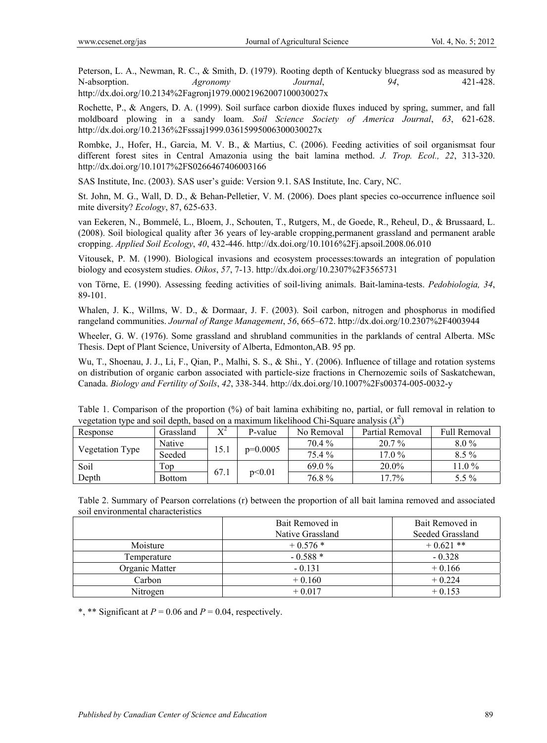Peterson, L. A., Newman, R. C., & Smith, D. (1979). Rooting depth of Kentucky bluegrass sod as measured by N-absorption. *Agronomy Journal*, *94*, 421-428. http://dx.doi.org/10.2134%2Fagronj1979.00021962007100030027x

Rochette, P., & Angers, D. A. (1999). Soil surface carbon dioxide fluxes induced by spring, summer, and fall moldboard plowing in a sandy loam. *Soil Science Society of America Journal*, *63*, 621-628. http://dx.doi.org/10.2136%2Fsssaj1999.03615995006300030027x

Rombke, J., Hofer, H., Garcia, M. V. B., & Martius, C. (2006). Feeding activities of soil organismsat four different forest sites in Central Amazonia using the bait lamina method. *J. Trop. Ecol., 22*, 313-320. http://dx.doi.org/10.1017%2FS0266467406003166

SAS Institute, Inc. (2003). SAS user's guide: Version 9.1. SAS Institute, Inc. Cary, NC.

St. John, M. G., Wall, D. D., & Behan-Pelletier, V. M. (2006). Does plant species co-occurrence influence soil mite diversity? *Ecology*, 87, 625-633.

van Eekeren, N., Bommelé, L., Bloem, J., Schouten, T., Rutgers, M., de Goede, R., Reheul, D., & Brussaard, L. (2008). Soil biological quality after 36 years of ley-arable cropping,permanent grassland and permanent arable cropping. *Applied Soil Ecology*, *40*, 432-446. http://dx.doi.org/10.1016%2Fj.apsoil.2008.06.010

Vitousek, P. M. (1990). Biological invasions and ecosystem processes:towards an integration of population biology and ecosystem studies. *Oikos*, *57*, 7-13. http://dx.doi.org/10.2307%2F3565731

von Törne, E. (1990). Assessing feeding activities of soil-living animals. Bait-lamina-tests. *Pedobiologia, 34*, 89-101.

Whalen, J. K., Willms, W. D., & Dormaar, J. F. (2003). Soil carbon, nitrogen and phosphorus in modified rangeland communities. *Journal of Range Management*, *56*, 665–672. http://dx.doi.org/10.2307%2F4003944

Wheeler, G. W. (1976). Some grassland and shrubland communities in the parklands of central Alberta. MSc Thesis. Dept of Plant Science, University of Alberta, Edmonton,AB. 95 pp.

Wu, T., Shoenau, J. J., Li, F., Qian, P., Malhi, S. S., & Shi., Y. (2006). Influence of tillage and rotation systems on distribution of organic carbon associated with particle-size fractions in Chernozemic soils of Saskatchewan, Canada. *Biology and Fertility of Soils*, *42*, 338-344. http://dx.doi.org/10.1007%2Fs00374-005-0032-y

Table 1. Comparison of the proportion (%) of bait lamina exhibiting no, partial, or full removal in relation to vegetation type and soil depth, based on a maximum likelihood Chi-Square analysis ($X^2$)

| Response | Grassland | $X^2$ | P-value | No Removal | Partial Removal | Full Removal |
|---|---|---|---|---|---|---|
| Vegetation Type | Native | 15.1 | p=0.0005 | 70.4 % | 20.7 % | 8.0 % |
| | Seeded | | | 75.4 % | 17.0 % | 8.5 % |
| Soil Depth | Top | 67.1 | p<0.01 | 69.0 % | 20.0% | 11.0 % |
| | Bottom | | | 76.8 % | 17.7% | 5.5 % |

Table 2. Summary of Pearson correlations (r) between the proportion of all bait lamina removed and associated soil environmental characteristics

| | Bait Removed in Native Grassland | Bait Removed in Seeded Grassland |
|---|---|---|
| Moisture | + 0.576 * | + 0.621 ** |
| Temperature | - 0.588 * | - 0.328 |
| Organic Matter | - 0.131 | + 0.166 |
| Carbon | + 0.160 | + 0.224 |
| Nitrogen | + 0.017 | + 0.153 |

*, ** Significant at $P = 0.06$ and $P = 0.04$, respectively.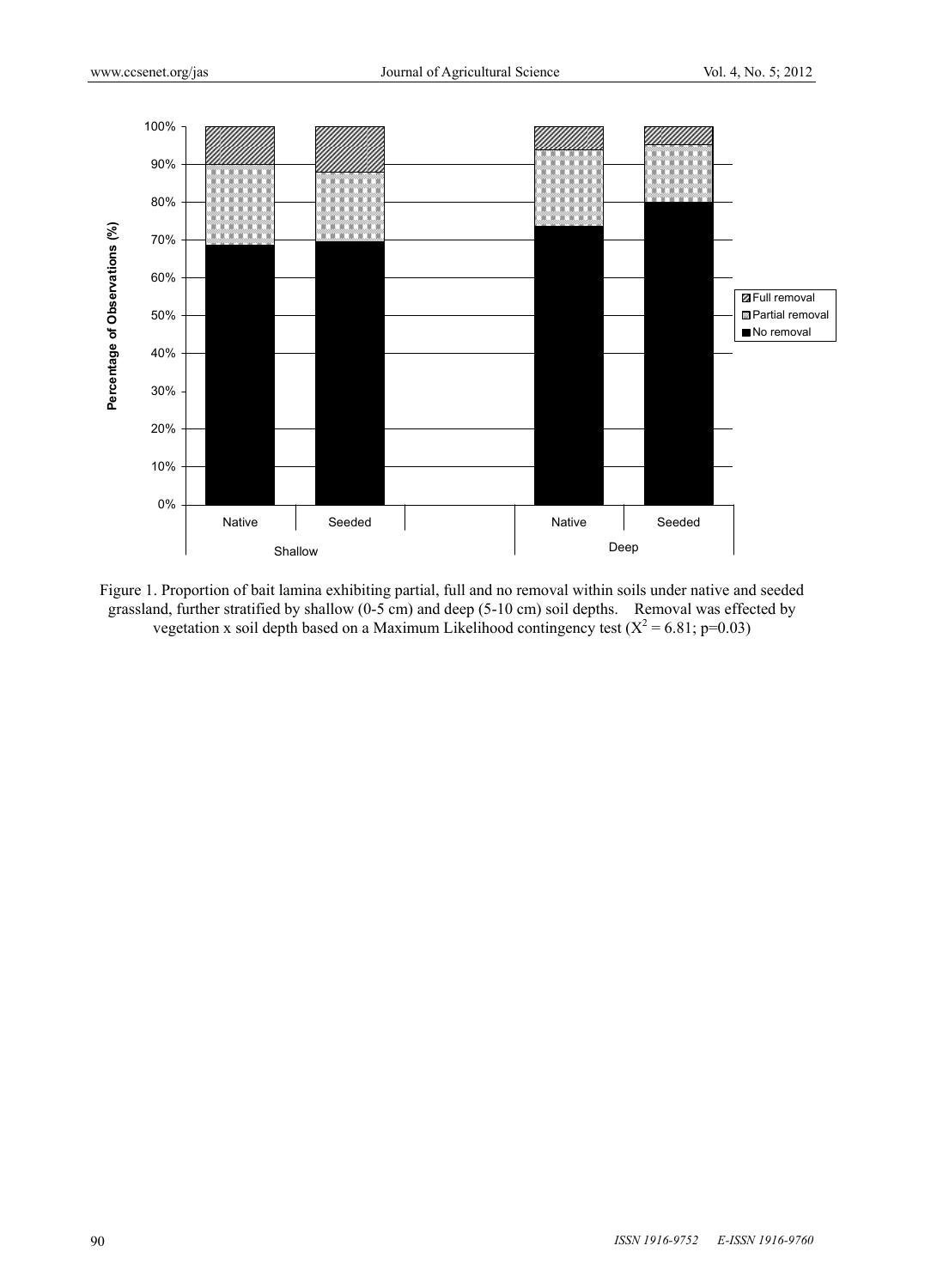100%
90%
80%
70%
60%
50%
40%
30%
20%
10%
0%

Percentage of Observations (%)

Native
Seeded
Native
Seeded

Shallow
Deep

Full removal
Partial removal
No removal

Figure 1. Proportion of bait lamina exhibiting partial, full and no removal within soils under native and seeded grassland, further stratified by shallow (0-5 cm) and deep (5-10 cm) soil depths. Removal was effected by vegetation x soil depth based on a Maximum Likelihood contingency test ($X^2 = 6.81$; $p=0.03$)